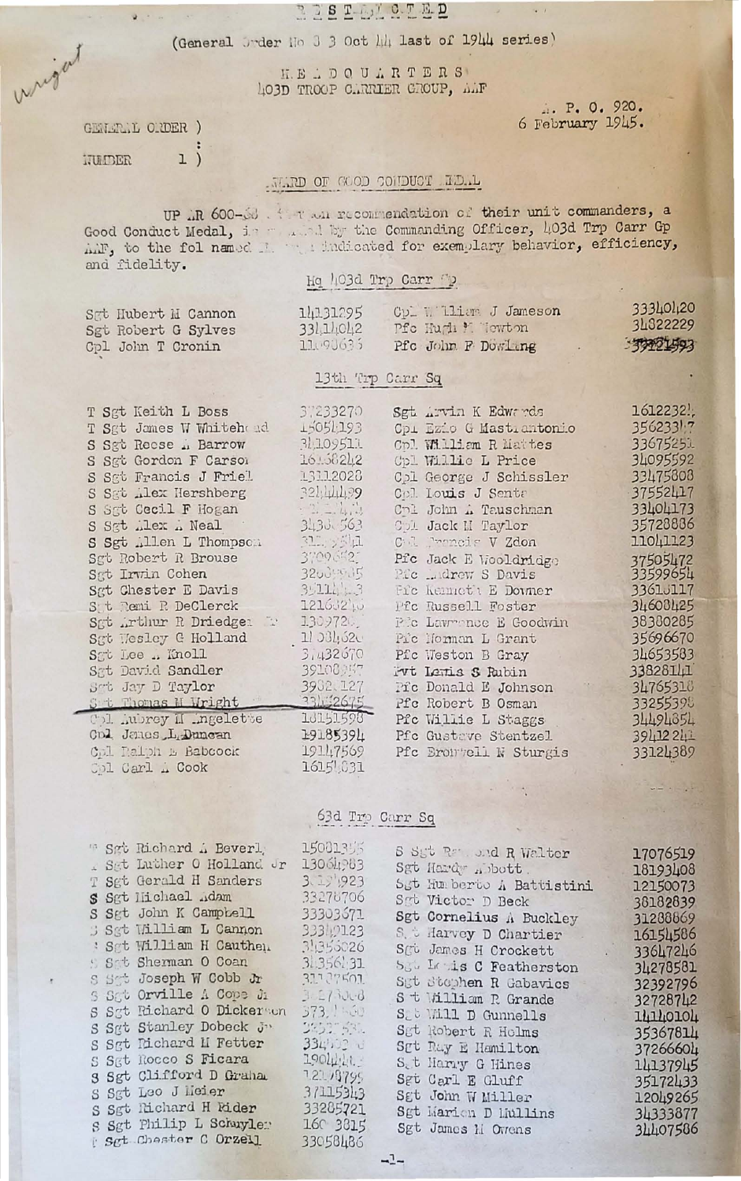RESTRICTED

(General Order No 3 3 Oct 44 last of 1944 series)

HEADQUARTERS
403D TROOP CARRIER GROUP, AAF

A. P. O. 920.
6 February 1945.

GENERAL ORDER )
:
NUMBER 1 )

AWARD OF GOOD CONDUCT MEDAL

UP AR 600-68 . . . recommendation of their unit commanders, a Good Conduct Medal, is . . . by the Commanding Officer, 403d Trp Carr Gp AAF, to the fol named . . . indicated for exemplary behavior, efficiency, and fidelity.

## Hq 403d Trp Carr Gp

| | | | |
|---|---|---|---|
| Sgt Hubert M Cannon | 14131295 | Cpl William J Jameson | 33340420 |
| Sgt Robert G Sylves | 33114042 | Pfc Hugh M Newton | 34822229 |
| Cpl John T Cronin | 11090636 | Pfc John F Dowling | 39221593 |

## 13th Trp Carr Sq

| | | | |
|---|---|---|---|
| T Sgt Keith L Boss | 37233270 | Sgt Arvin K Edwards | 16122324 |
| T Sgt James W Whitehead | 15054193 | Cpl Ezio G Mastrantonio | 35623347 |
| S Sgt Reese A Barrow | 34109511 | Cpl William R Mattes | 33675251 |
| S Sgt Gordon F Carson | 16158242 | Cpl Willie L Price | 34095592 |
| S Sgt Francis J Friel | 13112028 | Cpl George J Schissler | 33475808 |
| S Sgt Alex Hershberg | 32144499 | Cpl Louis J Sente | 37552417 |
| S Sgt Cecil F Hogan | | Cpl John A Tauschman | 33404173 |
| S Sgt Alex A Neal | 34305563 | Cpl Jack M Taylor | 35728886 |
| S Sgt Allen L Thompson | | Cpl Francis V Zdon | 11041123 |
| Sgt Robert R Brouse | 37096421 | Pfc Jack E Wooldridge | 37505472 |
| Sgt Irvin Cohen | 32089915 | Pfc Andrew S Davis | 33599654 |
| Sgt Chester E Davis | 35114443 | Pfc Kenneth E Downer | 33610117 |
| Sgt Remi R DeClerck | 12160240 | Pfc Russell Foster | 34608425 |
| Sgt Arthur R Driedger | 1309720 | Pfc Lawrence E Goodwin | 38380285 |
| Sgt Wesley G Holland | 11034620 | Pfc Norman L Grant | 35696670 |
| Sgt Lee A Knoll | 37432670 | Pfc Weston B Gray | 34653583 |
| Sgt David Sandler | 39108257 | Pvt Lewis S Rubin | 33828141 |
| Sgt Jay D Taylor | 39021127 | Pfc Donald E Johnson | 34765318 |
| Sgt Thomas M Wright | 33142675 | Pfc Robert B Osman | 33255398 |
| Cpl Aubrey M Angelette | 18151598 | Pfc Willie L Staggs | 34494854 |
| Cpl James L Duncan | 19185394 | Pfc Gustave Stentzel | 39412241 |
| Cpl Ralph E Babcock | 19147569 | Pfc Bromwell N Sturgis | 33124389 |
| Cpl Carl A Cook | 16154031 | | |

## 63d Trp Carr Sq

| | | | |
|---|---|---|---|
| M Sgt Richard A Beverly | 15081355 | S Sgt Raymond R Walter | 17076519 |
| T Sgt Luther O Holland Jr | 13064983 | Sgt Hardy Abbott | 18193408 |
| T Sgt Gerald H Sanders | 35191923 | Sgt Humberto A Battistini | 12150073 |
| S Sgt Michael Adam | 33278706 | Sgt Victor D Beck | 38182839 |
| S Sgt John K Campbell | 33303671 | Sgt Cornelius A Buckley | 31288869 |
| S Sgt William L Cannon | 33340123 | Sgt Harvey D Chartier | 16154586 |
| S Sgt William H Cauthen | 34356026 | Sgt James H Crockett | 33647246 |
| S Sgt Sherman O Coan | 34356131 | Sgt Louis C Featherston | 34278581 |
| S Sgt Joseph W Cobb Jr | 31137501 | Sgt Stephen R Gabavics | 32392796 |
| S Sgt Orville A Cope Jr | | Sgt William R Grande | 32728742 |
| S Sgt Richard O Dickerson | | Sgt Will D Gunnells | 14140104 |
| S Sgt Stanley Dobeck Jr | | Sgt Robert R Holms | 35367814 |
| S Sgt Richard M Fetter | | Sgt Ray E Hamilton | 37266604 |
| S Sgt Rocco S Ficara | | Sgt Harry G Hines | 14137945 |
| S Sgt Clifford D Graham | | Sgt Carl E Gluff | 35172433 |
| S Sgt Leo J Meier | 37115343 | Sgt John W Miller | 12049265 |
| S Sgt Richard H Rider | 33285721 | Sgt Marion D Mullins | 34333877 |
| S Sgt Philip L Schuyler | 16063815 | Sgt James M Owens | 34407586 |
| S Sgt Chester C Orzell | 33058486 | | |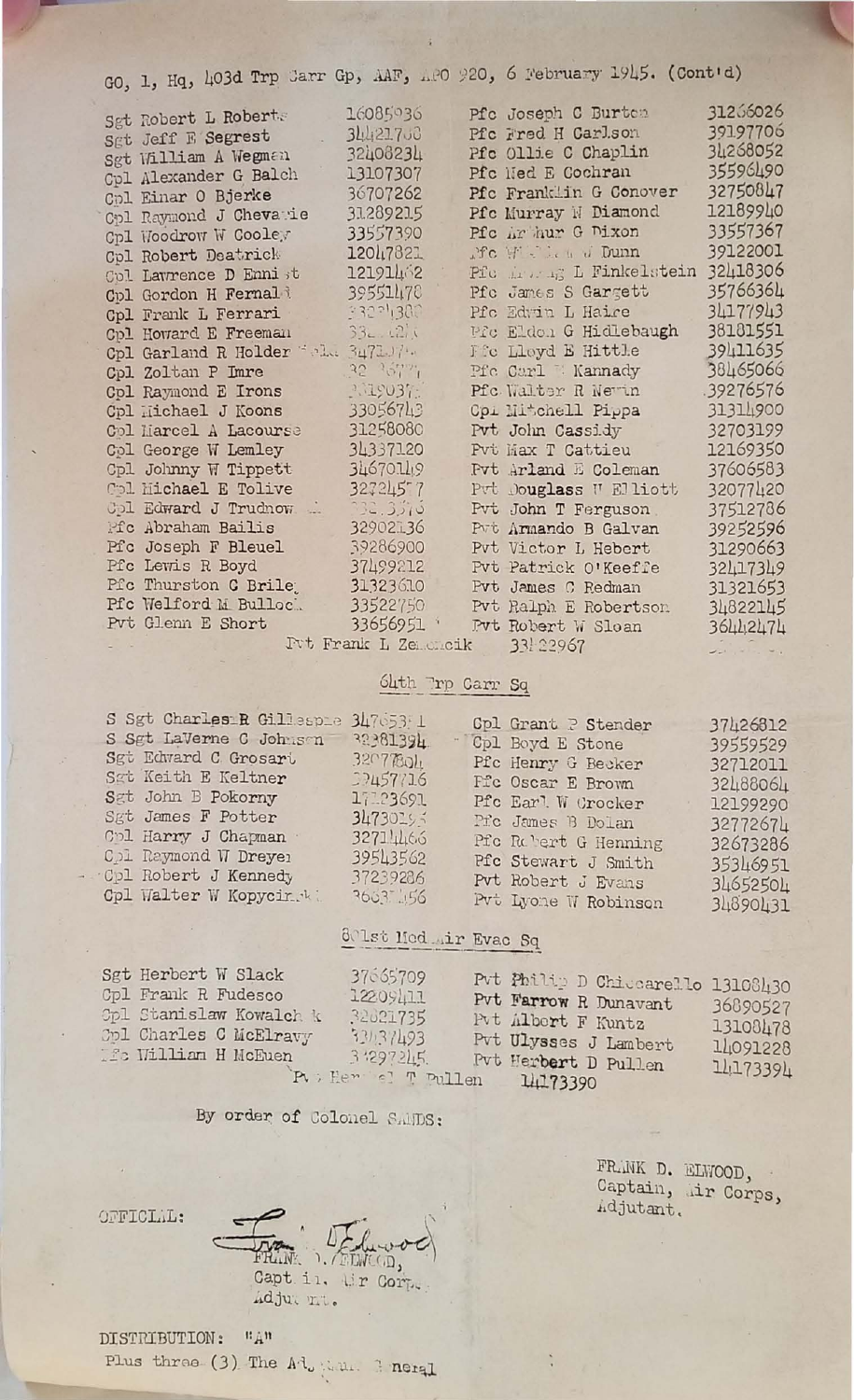GO, 1, Hq, 403d Trp Carr Gp, AAF, APO 920, 6 February 1945. (Cont'd)

| | | | |
|---|---|---|---|
| Sgt Robert L Roberts | 16085936 | Pfc Joseph C Burton | 31266026 |
| Sgt Jeff E Segrest | 34421700 | Pfc Fred H Carlson | 39197706 |
| Sgt William A Wegman | 32408234 | Pfc Ollie C Chaplin | 34268052 |
| Cpl Alexander G Balch | 13107307 | Pfc Ned E Cochran | 35596490 |
| Cpl Einar O Bjerke | 36707262 | Pfc Franklin G Conover | 32750847 |
| Cpl Raymond J Chevalie | 31289215 | Pfc Murray N Diamond | 12189940 |
| Cpl Woodrow W Cooley | 33557390 | Pfc Arthur G Dixon | 33557367 |
| Cpl Robert Deatrick | 12047821 | Pfc W... Dunn | 39122001 |
| Cpl Lawrence D Ennist | 12191462 | Pfc ... L Finkelstein | 32418306 |
| Cpl Gordon H Fernald | 39551478 | Pfc James S Gargett | 35766364 |
| Cpl Frank L Ferrari | 3231380 | Pfc Edwin L Haire | 34177943 |
| Cpl Howard E Freeman | 33... | Pfc Eldon G Hidlebaugh | 38181551 |
| Cpl Garland R Holder | 3471... | Pfc Lloyd E Hittle | 39411635 |
| Cpl Zoltan P Imre | 32... | Pfc Carl ... Kannady | 38465066 |
| Cpl Raymond E Irons | ...19037... | Pfc Walter R Nevin | 39276576 |
| Cpl Michael J Koons | 33056743 | Cpl Mitchell Pippa | 31314900 |
| Cpl Marcel A Lacourse | 31258080 | Pvt John Cassidy | 32703199 |
| Cpl George W Lemley | 34337120 | Pvt Max T Cattieu | 12169350 |
| Cpl Johnny W Tippett | 34670149 | Pvt Arland E Coleman | 37606583 |
| Cpl Michael E Tolive | 327245?7 | Pvt Douglass N Elliott | 32077420 |
| Cpl Edward J Trudnow... | ...3... | Pvt John T Ferguson | 37512786 |
| Pfc Abraham Bailis | 32902136 | Pvt Armando B Galvan | 39252596 |
| Pfc Joseph F Bleuel | 39286900 | Pvt Victor L Hebert | 31290663 |
| Pfc Lewis R Boyd | 37499212 | Pvt Patrick O'Keeffe | 32417349 |
| Pfc Thurston C Briley | 31323610 | Pvt James C Redman | 31321653 |
| Pfc Welford M Bullock | 33522750 | Pvt Ralph E Robertson | 34822145 |
| Pvt Glenn E Short | 33656951 | Pvt Robert W Sloan | 36442474 |

Pvt Frank L Ze...cik 33122967

## 64th Trp Carr Sq

| | | | |
|---|---|---|---|
| S Sgt Charles R Gillespie | 347653?1 | Cpl Grant P Stender | 37426812 |
| S Sgt LaVerne C Johnson | 32381394 | Cpl Boyd E Stone | 39559529 |
| Sgt Edward C Grosart | 32077804 | Pfc Henry G Becker | 32712011 |
| Sgt Keith E Keltner | 39457716 | Pfc Oscar E Brown | 32488064 |
| Sgt John B Pokorny | 17123691 | Pfc Earl W Crocker | 12199290 |
| Sgt James F Potter | 347301... | Pfc James B Dolan | 32772674 |
| Cpl Harry J Chapman | 32714466 | Pfc Robert G Henning | 32673286 |
| Cpl Raymond W Dreyer | 39543562 | Pfc Stewart J Smith | 35346951 |
| Cpl Robert J Kennedy | 37239286 | Pvt Robert J Evans | 34652504 |
| Cpl Walter W Kopycinski | 3663?456 | Pvt Lyone W Robinson | 34890431 |

## 801st Med Air Evac Sq

| | | | |
|---|---|---|---|
| Sgt Herbert W Slack | 37665709 | Pvt Philip D Chiccarello | 13108430 |
| Cpl Frank R Fudesco | 12209411 | Pvt Farrow R Dunavant | 36890527 |
| Cpl Stanislaw Kowalczk | 32021735 | Pvt Albert F Kuntz | 13108478 |
| Cpl Charles C McElravy | 33037493 | Pvt Ulysses J Lambert | 14091228 |
| Pfc William H McEuen | 34297245 | Pvt Herbert D Pullen | 14173394 |

Pvt Herschel T Pullen 14173390

By order of Colonel SANDS:

FRANK D. ELWOOD,
Captain, Air Corps,
Adjutant.

OFFICIAL:

Frank D. Elwood
FRANK D. ELWOOD,
Captain, Air Corps,
Adjutant.

DISTRIBUTION: "A"
Plus three (3) The Adjutant General